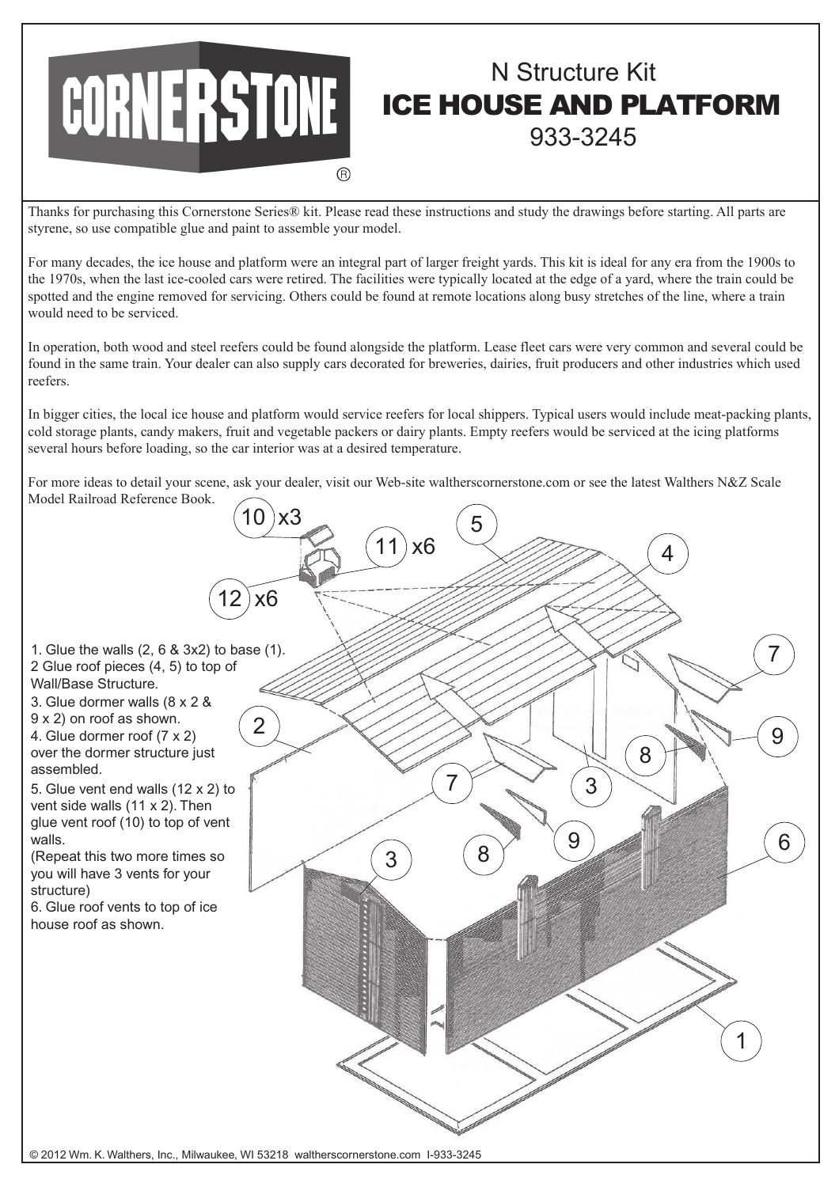CORNERSTONE®

# N Structure Kit
# ICE HOUSE AND PLATFORM
## 933-3245

Thanks for purchasing this Cornerstone Series® kit. Please read these instructions and study the drawings before starting. All parts are styrene, so use compatible glue and paint to assemble your model.

For many decades, the ice house and platform were an integral part of larger freight yards. This kit is ideal for any era from the 1900s to the 1970s, when the last ice-cooled cars were retired. The facilities were typically located at the edge of a yard, where the train could be spotted and the engine removed for servicing. Others could be found at remote locations along busy stretches of the line, where a train would need to be serviced.

In operation, both wood and steel reefers could be found alongside the platform. Lease fleet cars were very common and several could be found in the same train. Your dealer can also supply cars decorated for breweries, dairies, fruit producers and other industries which used reefers.

In bigger cities, the local ice house and platform would service reefers for local shippers. Typical users would include meat-packing plants, cold storage plants, candy makers, fruit and vegetable packers or dairy plants. Empty reefers would be serviced at the icing platforms several hours before loading, so the car interior was at a desired temperature.

For more ideas to detail your scene, ask your dealer, visit our Web-site waltherscornerstone.com or see the latest Walthers N&Z Scale Model Railroad Reference Book.

1. Glue the walls (2, 6 & 3x2) to base (1).
2 Glue roof pieces (4, 5) to top of Wall/Base Structure.
3. Glue dormer walls (8 x 2 & 9 x 2) on roof as shown.
4. Glue dormer roof (7 x 2) over the dormer structure just assembled.
5. Glue vent end walls (12 x 2) to vent side walls (11 x 2). Then glue vent roof (10) to top of vent walls.
(Repeat this two more times so you will have 3 vents for your structure)
6. Glue roof vents to top of ice house roof as shown.

10 x3, 11 x6, 12 x6, 5, 4, 7, 2, 9, 8, 7, 3, 9, 8, 3, 6, 1

© 2012 Wm. K. Walthers, Inc., Milwaukee, WI 53218 waltherscornerstone.com I-933-3245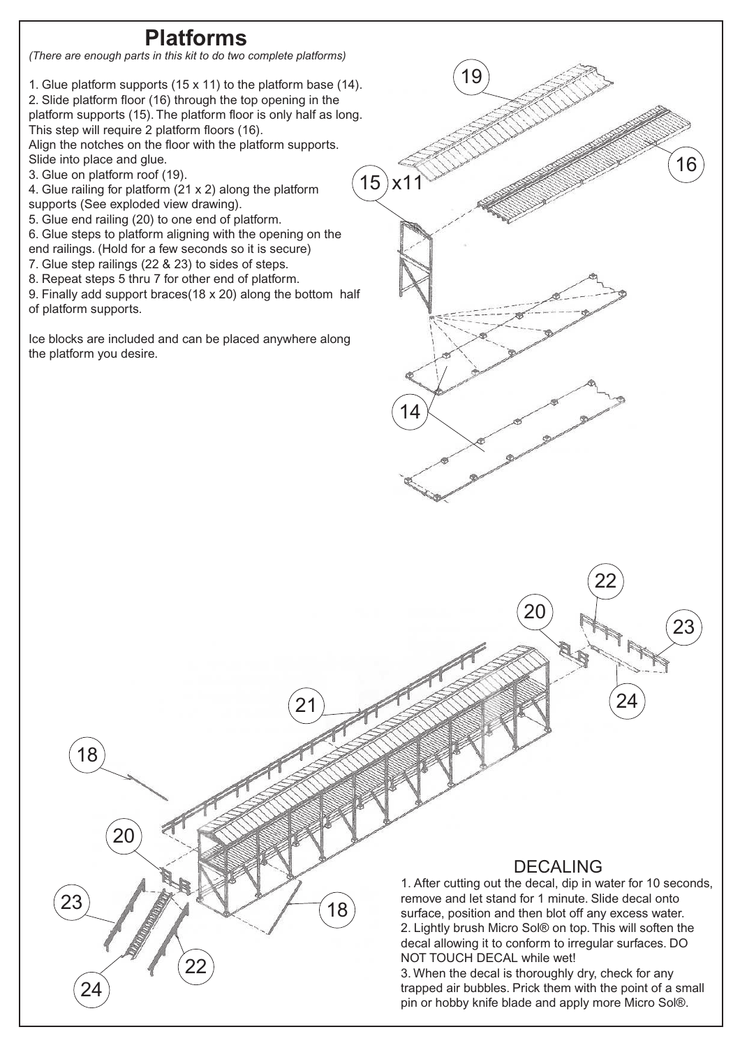# Platforms

*(There are enough parts in this kit to do two complete platforms)*

1. Glue platform supports (15 x 11) to the platform base (14).
2. Slide platform floor (16) through the top opening in the platform supports (15). The platform floor is only half as long. This step will require 2 platform floors (16).
Align the notches on the floor with the platform supports. Slide into place and glue.
3. Glue on platform roof (19).
4. Glue railing for platform (21 x 2) along the platform supports (See exploded view drawing).
5. Glue end railing (20) to one end of platform.
6. Glue steps to platform aligning with the opening on the end railings. (Hold for a few seconds so it is secure)
7. Glue step railings (22 & 23) to sides of steps.
8. Repeat steps 5 thru 7 for other end of platform.
9. Finally add support braces(18 x 20) along the bottom half of platform supports.

Ice blocks are included and can be placed anywhere along the platform you desire.

19

16

15 x11

14

22

20

23

24

21

18

20

18

23

22

24

## DECALING

1. After cutting out the decal, dip in water for 10 seconds, remove and let stand for 1 minute. Slide decal onto surface, position and then blot off any excess water.
2. Lightly brush Micro Sol® on top. This will soften the decal allowing it to conform to irregular surfaces. DO NOT TOUCH DECAL while wet!
3. When the decal is thoroughly dry, check for any trapped air bubbles. Prick them with the point of a small pin or hobby knife blade and apply more Micro Sol®.